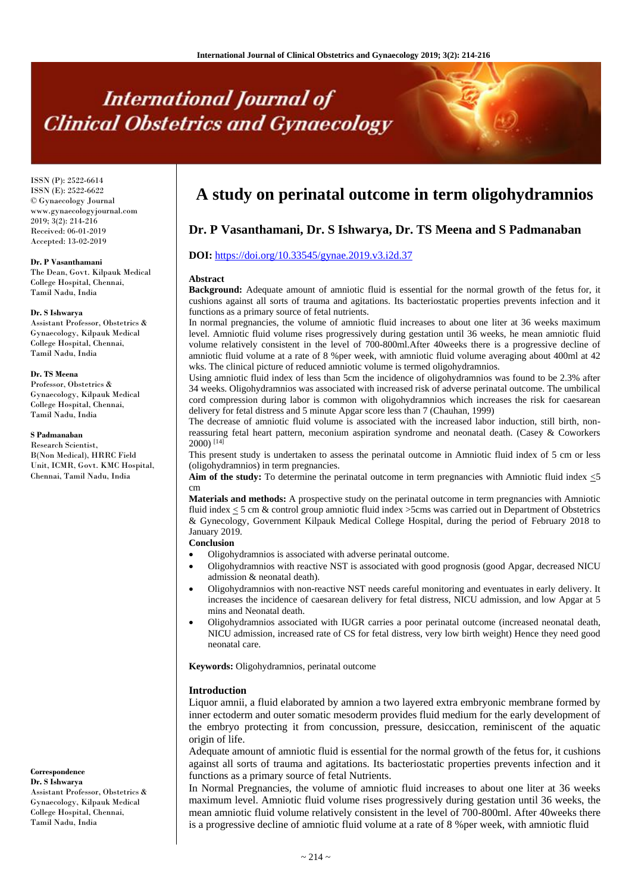# A study on perinatal outcome in term oligohydramnios

## Dr. P Vasanthamani, Dr. S Ishwarya, Dr. TS Meena and S Padmanaban

**DOI:** https://doi.org/10.33545/gynae.2019.v3.i2d.37

ISSN (P): 2522-6614
ISSN (E): 2522-6622
© Gynaecology Journal
www.gynaecologyjournal.com
2019; 3(2): 214-216
Received: 06-01-2019
Accepted: 13-02-2019

**Dr. P Vasanthamani**
The Dean, Govt. Kilpauk Medical College Hospital, Chennai, Tamil Nadu, India

**Dr. S Ishwarya**
Assistant Professor, Obstetrics & Gynaecology, Kilpauk Medical College Hospital, Chennai, Tamil Nadu, India

**Dr. TS Meena**
Professor, Obstetrics & Gynaecology, Kilpauk Medical College Hospital, Chennai, Tamil Nadu, India

**S Padmanaban**
Research Scientist, B(Non Medical), HRRC Field Unit, ICMR, Govt. KMC Hospital, Chennai, Tamil Nadu, India

**Correspondence**
**Dr. S Ishwarya**
Assistant Professor, Obstetrics & Gynaecology, Kilpauk Medical College Hospital, Chennai, Tamil Nadu, India

### Abstract

**Background:** Adequate amount of amniotic fluid is essential for the normal growth of the fetus for, it cushions against all sorts of trauma and agitations. Its bacteriostatic properties prevents infection and it functions as a primary source of fetal nutrients.

In normal pregnancies, the volume of amniotic fluid increases to about one liter at 36 weeks maximum level. Amniotic fluid volume rises progressively during gestation until 36 weeks, he mean amniotic fluid volume relatively consistent in the level of 700-800ml.After 40weeks there is a progressive decline of amniotic fluid volume at a rate of 8 %per week, with amniotic fluid volume averaging about 400ml at 42 wks. The clinical picture of reduced amniotic volume is termed oligohydramnios.

Using amniotic fluid index of less than 5cm the incidence of oligohydramnios was found to be 2.3% after 34 weeks. Oligohydramnios was associated with increased risk of adverse perinatal outcome. The umbilical cord compression during labor is common with oligohydramnios which increases the risk for caesarean delivery for fetal distress and 5 minute Apgar score less than 7 (Chauhan, 1999)

The decrease of amniotic fluid volume is associated with the increased labor induction, still birth, non-reassuring fetal heart pattern, meconium aspiration syndrome and neonatal death. (Casey & Coworkers 2000) [14]

This present study is undertaken to assess the perinatal outcome in Amniotic fluid index of 5 cm or less (oligohydramnios) in term pregnancies.

**Aim of the study:** To determine the perinatal outcome in term pregnancies with Amniotic fluid index $\leq$5 cm

**Materials and methods:** A prospective study on the perinatal outcome in term pregnancies with Amniotic fluid index $\leq$ 5 cm & control group amniotic fluid index >5cms was carried out in Department of Obstetrics & Gynecology, Government Kilpauk Medical College Hospital, during the period of February 2018 to January 2019.

**Conclusion**

- Oligohydramnios is associated with adverse perinatal outcome.
- Oligohydramnios with reactive NST is associated with good prognosis (good Apgar, decreased NICU admission & neonatal death).
- Oligohydramnios with non-reactive NST needs careful monitoring and eventuates in early delivery. It increases the incidence of caesarean delivery for fetal distress, NICU admission, and low Apgar at 5 mins and Neonatal death.
- Oligohydramnios associated with IUGR carries a poor perinatal outcome (increased neonatal death, NICU admission, increased rate of CS for fetal distress, very low birth weight) Hence they need good neonatal care.

**Keywords:** Oligohydramnios, perinatal outcome

### Introduction

Liquor amnii, a fluid elaborated by amnion a two layered extra embryonic membrane formed by inner ectoderm and outer somatic mesoderm provides fluid medium for the early development of the embryo protecting it from concussion, pressure, desiccation, reminiscent of the aquatic origin of life.

Adequate amount of amniotic fluid is essential for the normal growth of the fetus for, it cushions against all sorts of trauma and agitations. Its bacteriostatic properties prevents infection and it functions as a primary source of fetal Nutrients.

In Normal Pregnancies, the volume of amniotic fluid increases to about one liter at 36 weeks maximum level. Amniotic fluid volume rises progressively during gestation until 36 weeks, the mean amniotic fluid volume relatively consistent in the level of 700-800ml. After 40weeks there is a progressive decline of amniotic fluid volume at a rate of 8 %per week, with amniotic fluid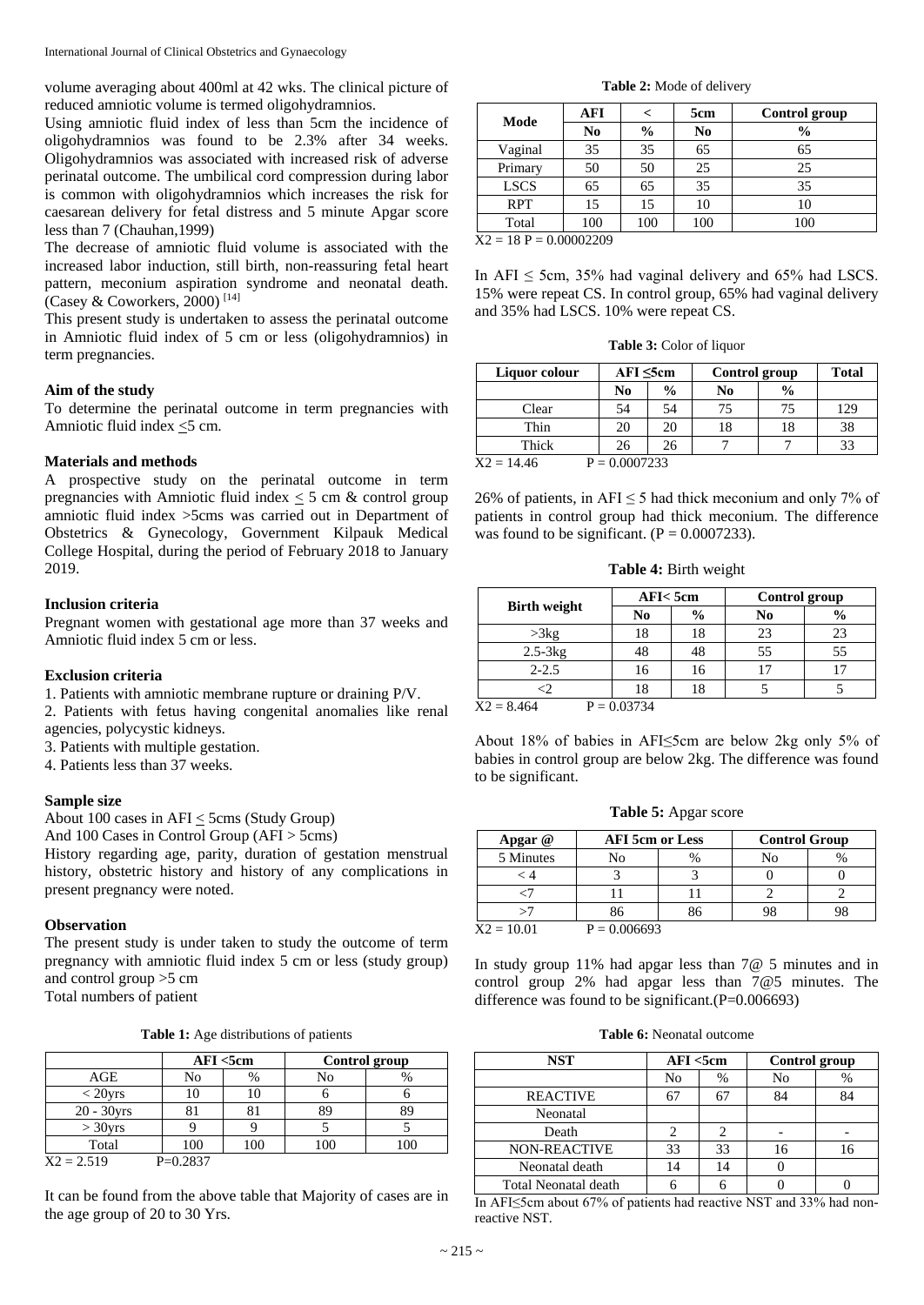volume averaging about 400ml at 42 wks. The clinical picture of reduced amniotic volume is termed oligohydramnios.

Using amniotic fluid index of less than 5cm the incidence of oligohydramnios was found to be 2.3% after 34 weeks. Oligohydramnios was associated with increased risk of adverse perinatal outcome. The umbilical cord compression during labor is common with oligohydramnios which increases the risk for caesarean delivery for fetal distress and 5 minute Apgar score less than 7 (Chauhan,1999)

The decrease of amniotic fluid volume is associated with the increased labor induction, still birth, non-reassuring fetal heart pattern, meconium aspiration syndrome and neonatal death. (Casey & Coworkers, 2000) [14]

This present study is undertaken to assess the perinatal outcome in Amniotic fluid index of 5 cm or less (oligohydramnios) in term pregnancies.

### Aim of the study

To determine the perinatal outcome in term pregnancies with Amniotic fluid index ≤5 cm.

### Materials and methods

A prospective study on the perinatal outcome in term pregnancies with Amniotic fluid index ≤ 5 cm & control group amniotic fluid index >5cms was carried out in Department of Obstetrics & Gynecology, Government Kilpauk Medical College Hospital, during the period of February 2018 to January 2019.

### Inclusion criteria

Pregnant women with gestational age more than 37 weeks and Amniotic fluid index 5 cm or less.

### Exclusion criteria

1. Patients with amniotic membrane rupture or draining P/V.
2. Patients with fetus having congenital anomalies like renal agencies, polycystic kidneys.
3. Patients with multiple gestation.
4. Patients less than 37 weeks.

### Sample size

About 100 cases in AFI ≤ 5cms (Study Group)

And 100 Cases in Control Group (AFI > 5cms)

History regarding age, parity, duration of gestation menstrual history, obstetric history and history of any complications in present pregnancy were noted.

### Observation

The present study is under taken to study the outcome of term pregnancy with amniotic fluid index 5 cm or less (study group) and control group >5 cm

Total numbers of patient

**Table 1:** Age distributions of patients

| | AFI <5cm | | Control group | |
|---|---|---|---|---|
| AGE | No | % | No | % |
| < 20yrs | 10 | 10 | 6 | 6 |
| 20 - 30yrs | 81 | 81 | 89 | 89 |
| > 30yrs | 9 | 9 | 5 | 5 |
| Total | 100 | 100 | 100 | 100 |

X2 = 2.519 P=0.2837

It can be found from the above table that Majority of cases are in the age group of 20 to 30 Yrs.

**Table 2:** Mode of delivery

| Mode | AFI | < | 5cm | Control group |
|---|---|---|---|---|
| | No | % | No | % |
| Vaginal | 35 | 35 | 65 | 65 |
| Primary | 50 | 50 | 25 | 25 |
| LSCS | 65 | 65 | 35 | 35 |
| RPT | 15 | 15 | 10 | 10 |
| Total | 100 | 100 | 100 | 100 |

X2 = 18 P = 0.00002209

In AFI ≤ 5cm, 35% had vaginal delivery and 65% had LSCS. 15% were repeat CS. In control group, 65% had vaginal delivery and 35% had LSCS. 10% were repeat CS.

**Table 3:** Color of liquor

| Liquor colour | AFI ≤5cm | | Control group | | Total |
|---|---|---|---|---|---|
| | No | % | No | % | |
| Clear | 54 | 54 | 75 | 75 | 129 |
| Thin | 20 | 20 | 18 | 18 | 38 |
| Thick | 26 | 26 | 7 | 7 | 33 |

X2 = 14.46 P = 0.0007233

26% of patients, in AFI ≤ 5 had thick meconium and only 7% of patients in control group had thick meconium. The difference was found to be significant. (P = 0.0007233).

**Table 4:** Birth weight

| Birth weight | AFI< 5cm | | Control group | |
|---|---|---|---|---|
| | No | % | No | % |
| >3kg | 18 | 18 | 23 | 23 |
| 2.5-3kg | 48 | 48 | 55 | 55 |
| 2-2.5 | 16 | 16 | 17 | 17 |
| <2 | 18 | 18 | 5 | 5 |

X2 = 8.464 P = 0.03734

About 18% of babies in AFI≤5cm are below 2kg only 5% of babies in control group are below 2kg. The difference was found to be significant.

**Table 5:** Apgar score

| Apgar @ | AFI 5cm or Less | | Control Group | |
|---|---|---|---|---|
| 5 Minutes | No | % | No | % |
| < 4 | 3 | 3 | 0 | 0 |
| <7 | 11 | 11 | 2 | 2 |
| >7 | 86 | 86 | 98 | 98 |

X2 = 10.01 P = 0.006693

In study group 11% had apgar less than 7@ 5 minutes and in control group 2% had apgar less than 7@5 minutes. The difference was found to be significant.(P=0.006693)

**Table 6:** Neonatal outcome

| NST | AFI <5cm | | Control group | |
|---|---|---|---|---|
| | No | % | No | % |
| REACTIVE | 67 | 67 | 84 | 84 |
| Neonatal | | | | |
| Death | 2 | 2 | - | - |
| NON-REACTIVE | 33 | 33 | 16 | 16 |
| Neonatal death | 14 | 14 | 0 | |
| Total Neonatal death | 6 | 6 | 0 | 0 |

In AFI≤5cm about 67% of patients had reactive NST and 33% had non-reactive NST.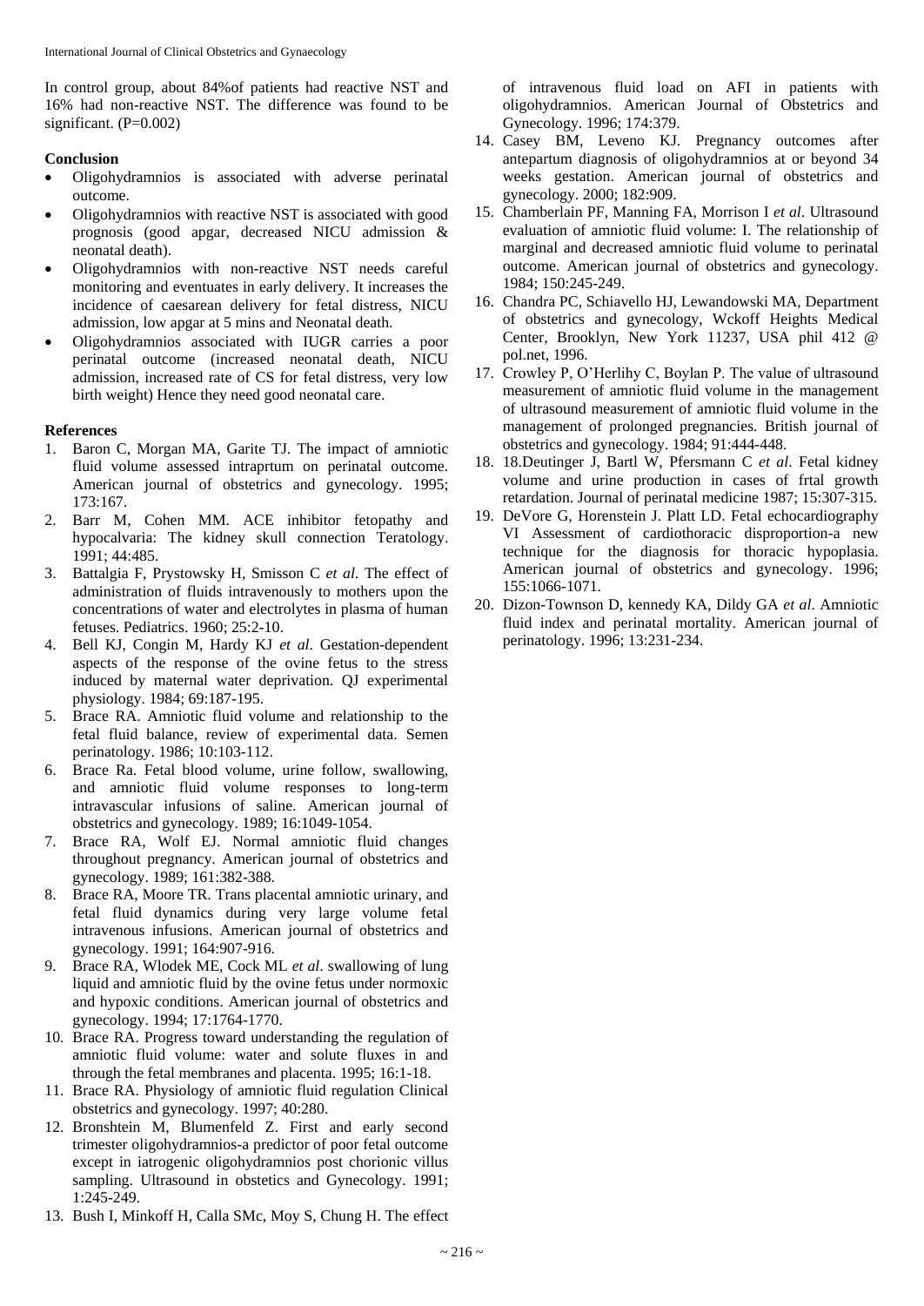In control group, about 84%of patients had reactive NST and 16% had non-reactive NST. The difference was found to be significant. (P=0.002)

## Conclusion

- Oligohydramnios is associated with adverse perinatal outcome.
- Oligohydramnios with reactive NST is associated with good prognosis (good apgar, decreased NICU admission & neonatal death).
- Oligohydramnios with non-reactive NST needs careful monitoring and eventuates in early delivery. It increases the incidence of caesarean delivery for fetal distress, NICU admission, low apgar at 5 mins and Neonatal death.
- Oligohydramnios associated with IUGR carries a poor perinatal outcome (increased neonatal death, NICU admission, increased rate of CS for fetal distress, very low birth weight) Hence they need good neonatal care.

## References

1. Baron C, Morgan MA, Garite TJ. The impact of amniotic fluid volume assessed intraprtum on perinatal outcome. American journal of obstetrics and gynecology. 1995; 173:167.
2. Barr M, Cohen MM. ACE inhibitor fetopathy and hypocalvaria: The kidney skull connection Teratology. 1991; 44:485.
3. Battalgia F, Prystowsky H, Smisson C *et al*. The effect of administration of fluids intravenously to mothers upon the concentrations of water and electrolytes in plasma of human fetuses. Pediatrics. 1960; 25:2-10.
4. Bell KJ, Congin M, Hardy KJ *et al*. Gestation-dependent aspects of the response of the ovine fetus to the stress induced by maternal water deprivation. QJ experimental physiology. 1984; 69:187-195.
5. Brace RA. Amniotic fluid volume and relationship to the fetal fluid balance, review of experimental data. Semen perinatology. 1986; 10:103-112.
6. Brace Ra. Fetal blood volume, urine follow, swallowing, and amniotic fluid volume responses to long-term intravascular infusions of saline. American journal of obstetrics and gynecology. 1989; 16:1049-1054.
7. Brace RA, Wolf EJ. Normal amniotic fluid changes throughout pregnancy. American journal of obstetrics and gynecology. 1989; 161:382-388.
8. Brace RA, Moore TR. Trans placental amniotic urinary, and fetal fluid dynamics during very large volume fetal intravenous infusions. American journal of obstetrics and gynecology. 1991; 164:907-916.
9. Brace RA, Wlodek ME, Cock ML *et al*. swallowing of lung liquid and amniotic fluid by the ovine fetus under normoxic and hypoxic conditions. American journal of obstetrics and gynecology. 1994; 17:1764-1770.
10. Brace RA. Progress toward understanding the regulation of amniotic fluid volume: water and solute fluxes in and through the fetal membranes and placenta. 1995; 16:1-18.
11. Brace RA. Physiology of amniotic fluid regulation Clinical obstetrics and gynecology. 1997; 40:280.
12. Bronshtein M, Blumenfeld Z. First and early second trimester oligohydramnios-a predictor of poor fetal outcome except in iatrogenic oligohydramnios post chorionic villus sampling. Ultrasound in obstetics and Gynecology. 1991; 1:245-249.
13. Bush I, Minkoff H, Calla SMc, Moy S, Chung H. The effect of intravenous fluid load on AFI in patients with oligohydramnios. American Journal of Obstetrics and Gynecology. 1996; 174:379.
14. Casey BM, Leveno KJ. Pregnancy outcomes after antepartum diagnosis of oligohydramnios at or beyond 34 weeks gestation. American journal of obstetrics and gynecology. 2000; 182:909.
15. Chamberlain PF, Manning FA, Morrison I *et al*. Ultrasound evaluation of amniotic fluid volume: I. The relationship of marginal and decreased amniotic fluid volume to perinatal outcome. American journal of obstetrics and gynecology. 1984; 150:245-249.
16. Chandra PC, Schiavello HJ, Lewandowski MA, Department of obstetrics and gynecology, Wckoff Heights Medical Center, Brooklyn, New York 11237, USA phil 412 @ pol.net, 1996.
17. Crowley P, O'Herlihy C, Boylan P. The value of ultrasound measurement of amniotic fluid volume in the management of ultrasound measurement of amniotic fluid volume in the management of prolonged pregnancies. British journal of obstetrics and gynecology. 1984; 91:444-448.
18. 18.Deutinger J, Bartl W, Pfersmann C *et al*. Fetal kidney volume and urine production in cases of frtal growth retardation. Journal of perinatal medicine 1987; 15:307-315.
19. DeVore G, Horenstein J. Platt LD. Fetal echocardiography VI Assessment of cardiothoracic disproportion-a new technique for the diagnosis for thoracic hypoplasia. American journal of obstetrics and gynecology. 1996; 155:1066-1071.
20. Dizon-Townson D, kennedy KA, Dildy GA *et al*. Amniotic fluid index and perinatal mortality. American journal of perinatology. 1996; 13:231-234.